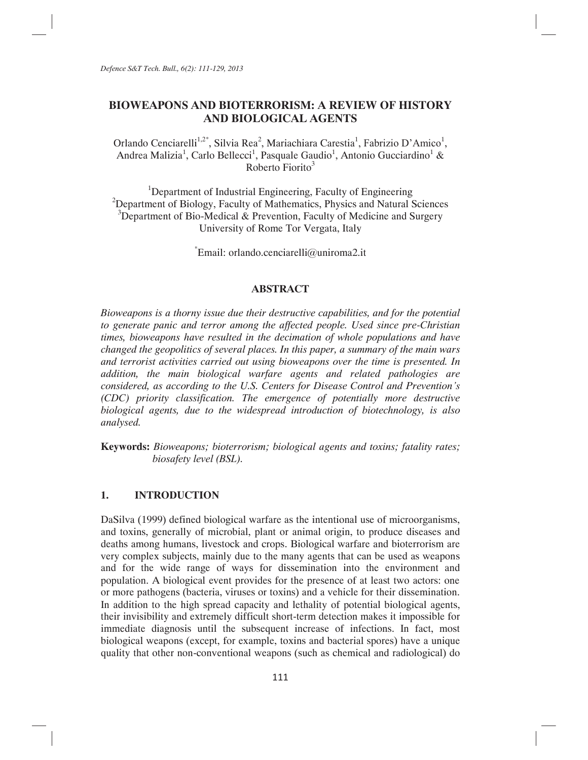# BIOWEAPONS AND BIOTERRORISM: A REVIEW OF HISTORY AND BIOLOGICAL AGENTS

Orlando Cenciarelli[1,2*], Silvia Rea[2], Mariachiara Carestia[1], Fabrizio D'Amico[1], Andrea Malizia[1], Carlo Bellecci[1], Pasquale Gaudio[1], Antonio Gucciardino[1] & Roberto Fiorito[3]

[1]Department of Industrial Engineering, Faculty of Engineering
[2]Department of Biology, Faculty of Mathematics, Physics and Natural Sciences
[3]Department of Bio-Medical & Prevention, Faculty of Medicine and Surgery
University of Rome Tor Vergata, Italy

[*]Email: orlando.cenciarelli@uniroma2.it

## ABSTRACT

*Bioweapons is a thorny issue due their destructive capabilities, and for the potential to generate panic and terror among the affected people. Used since pre-Christian times, bioweapons have resulted in the decimation of whole populations and have changed the geopolitics of several places. In this paper, a summary of the main wars and terrorist activities carried out using bioweapons over the time is presented. In addition, the main biological warfare agents and related pathologies are considered, as according to the U.S. Centers for Disease Control and Prevention's (CDC) priority classification. The emergence of potentially more destructive biological agents, due to the widespread introduction of biotechnology, is also analysed.*

**Keywords:** *Bioweapons; bioterrorism; biological agents and toxins; fatality rates; biosafety level (BSL).*

## 1. INTRODUCTION

DaSilva (1999) defined biological warfare as the intentional use of microorganisms, and toxins, generally of microbial, plant or animal origin, to produce diseases and deaths among humans, livestock and crops. Biological warfare and bioterrorism are very complex subjects, mainly due to the many agents that can be used as weapons and for the wide range of ways for dissemination into the environment and population. A biological event provides for the presence of at least two actors: one or more pathogens (bacteria, viruses or toxins) and a vehicle for their dissemination. In addition to the high spread capacity and lethality of potential biological agents, their invisibility and extremely difficult short-term detection makes it impossible for immediate diagnosis until the subsequent increase of infections. In fact, most biological weapons (except, for example, toxins and bacterial spores) have a unique quality that other non-conventional weapons (such as chemical and radiological) do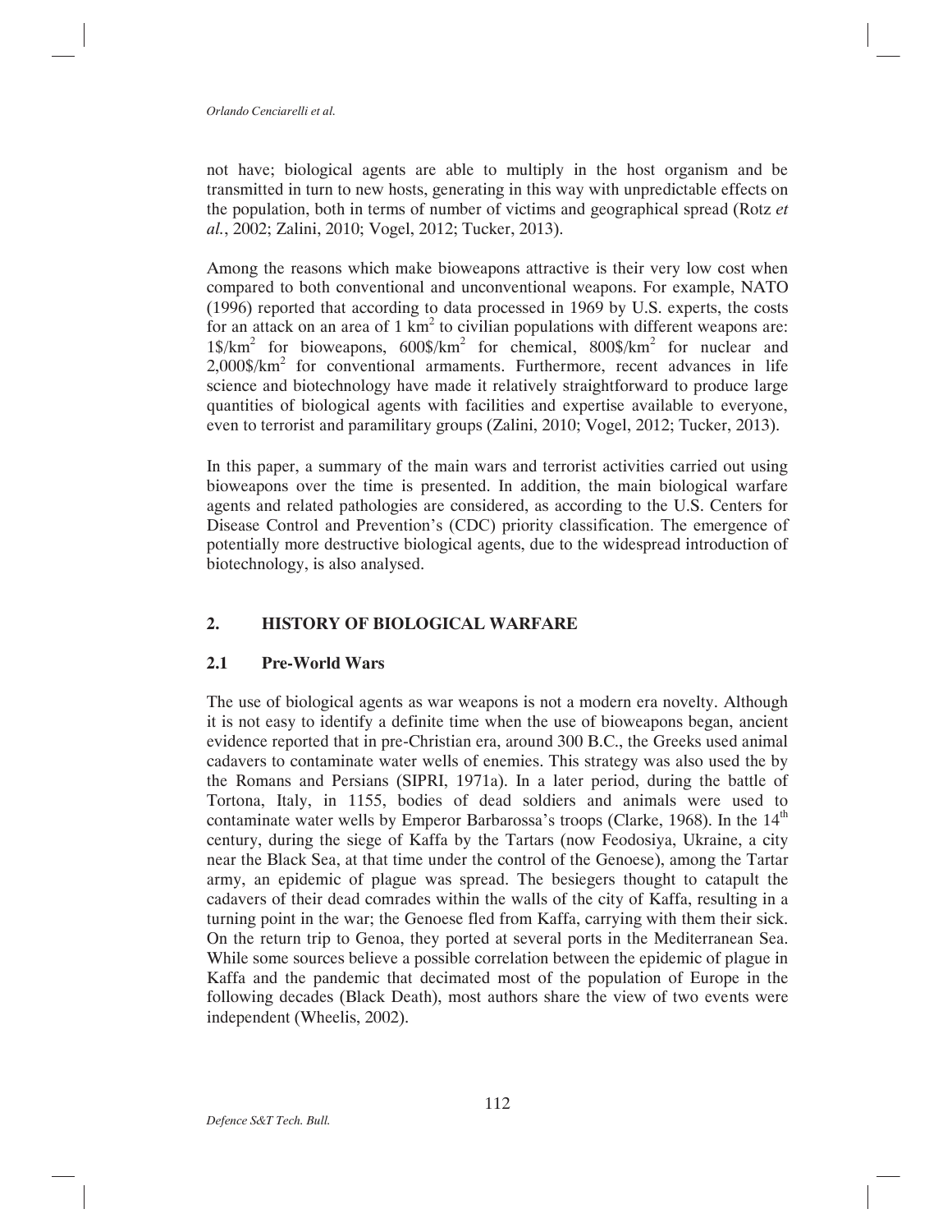not have; biological agents are able to multiply in the host organism and be transmitted in turn to new hosts, generating in this way with unpredictable effects on the population, both in terms of number of victims and geographical spread (Rotz *et al.*, 2002; Zalini, 2010; Vogel, 2012; Tucker, 2013).

Among the reasons which make bioweapons attractive is their very low cost when compared to both conventional and unconventional weapons. For example, NATO (1996) reported that according to data processed in 1969 by U.S. experts, the costs for an attack on an area of 1 $km^2$ to civilian populations with different weapons are: 1\$/$km^2$ for bioweapons, 600\$/$km^2$ for chemical, 800\$/$km^2$ for nuclear and 2,000\$/$km^2$ for conventional armaments. Furthermore, recent advances in life science and biotechnology have made it relatively straightforward to produce large quantities of biological agents with facilities and expertise available to everyone, even to terrorist and paramilitary groups (Zalini, 2010; Vogel, 2012; Tucker, 2013).

In this paper, a summary of the main wars and terrorist activities carried out using bioweapons over the time is presented. In addition, the main biological warfare agents and related pathologies are considered, as according to the U.S. Centers for Disease Control and Prevention's (CDC) priority classification. The emergence of potentially more destructive biological agents, due to the widespread introduction of biotechnology, is also analysed.

## 2. HISTORY OF BIOLOGICAL WARFARE

### 2.1 Pre-World Wars

The use of biological agents as war weapons is not a modern era novelty. Although it is not easy to identify a definite time when the use of bioweapons began, ancient evidence reported that in pre-Christian era, around 300 B.C., the Greeks used animal cadavers to contaminate water wells of enemies. This strategy was also used the by the Romans and Persians (SIPRI, 1971a). In a later period, during the battle of Tortona, Italy, in 1155, bodies of dead soldiers and animals were used to contaminate water wells by Emperor Barbarossa's troops (Clarke, 1968). In the 14th century, during the siege of Kaffa by the Tartars (now Feodosiya, Ukraine, a city near the Black Sea, at that time under the control of the Genoese), among the Tartar army, an epidemic of plague was spread. The besiegers thought to catapult the cadavers of their dead comrades within the walls of the city of Kaffa, resulting in a turning point in the war; the Genoese fled from Kaffa, carrying with them their sick. On the return trip to Genoa, they ported at several ports in the Mediterranean Sea. While some sources believe a possible correlation between the epidemic of plague in Kaffa and the pandemic that decimated most of the population of Europe in the following decades (Black Death), most authors share the view of two events were independent (Wheelis, 2002).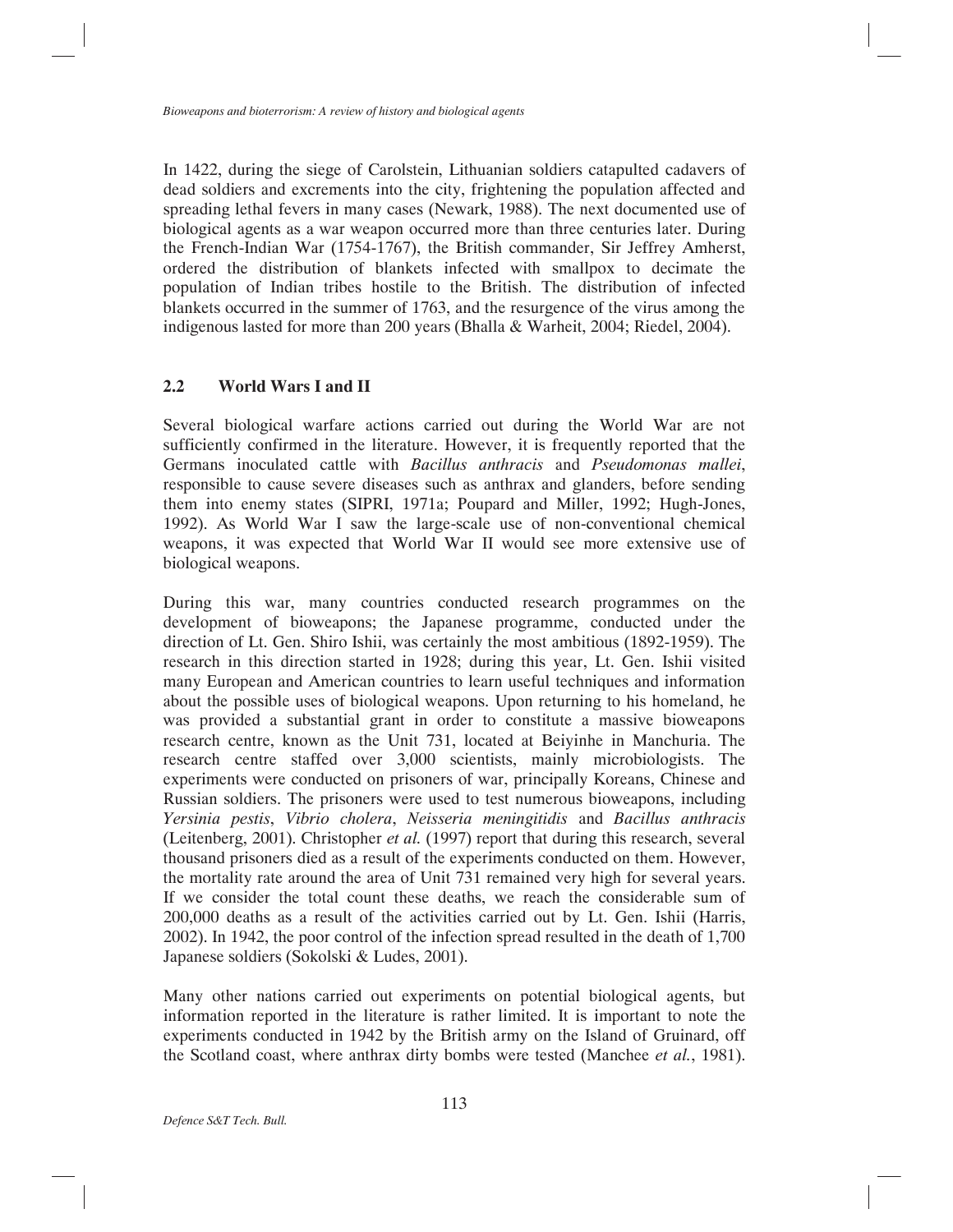In 1422, during the siege of Carolstein, Lithuanian soldiers catapulted cadavers of dead soldiers and excrements into the city, frightening the population affected and spreading lethal fevers in many cases (Newark, 1988). The next documented use of biological agents as a war weapon occurred more than three centuries later. During the French-Indian War (1754-1767), the British commander, Sir Jeffrey Amherst, ordered the distribution of blankets infected with smallpox to decimate the population of Indian tribes hostile to the British. The distribution of infected blankets occurred in the summer of 1763, and the resurgence of the virus among the indigenous lasted for more than 200 years (Bhalla & Warheit, 2004; Riedel, 2004).

## 2.2 World Wars I and II

Several biological warfare actions carried out during the World War are not sufficiently confirmed in the literature. However, it is frequently reported that the Germans inoculated cattle with *Bacillus anthracis* and *Pseudomonas mallei*, responsible to cause severe diseases such as anthrax and glanders, before sending them into enemy states (SIPRI, 1971a; Poupard and Miller, 1992; Hugh-Jones, 1992). As World War I saw the large-scale use of non-conventional chemical weapons, it was expected that World War II would see more extensive use of biological weapons.

During this war, many countries conducted research programmes on the development of bioweapons; the Japanese programme, conducted under the direction of Lt. Gen. Shiro Ishii, was certainly the most ambitious (1892-1959). The research in this direction started in 1928; during this year, Lt. Gen. Ishii visited many European and American countries to learn useful techniques and information about the possible uses of biological weapons. Upon returning to his homeland, he was provided a substantial grant in order to constitute a massive bioweapons research centre, known as the Unit 731, located at Beiyinhe in Manchuria. The research centre staffed over 3,000 scientists, mainly microbiologists. The experiments were conducted on prisoners of war, principally Koreans, Chinese and Russian soldiers. The prisoners were used to test numerous bioweapons, including *Yersinia pestis*, *Vibrio cholera*, *Neisseria meningitidis* and *Bacillus anthracis* (Leitenberg, 2001). Christopher *et al.* (1997) report that during this research, several thousand prisoners died as a result of the experiments conducted on them. However, the mortality rate around the area of Unit 731 remained very high for several years. If we consider the total count these deaths, we reach the considerable sum of 200,000 deaths as a result of the activities carried out by Lt. Gen. Ishii (Harris, 2002). In 1942, the poor control of the infection spread resulted in the death of 1,700 Japanese soldiers (Sokolski & Ludes, 2001).

Many other nations carried out experiments on potential biological agents, but information reported in the literature is rather limited. It is important to note the experiments conducted in 1942 by the British army on the Island of Gruinard, off the Scotland coast, where anthrax dirty bombs were tested (Manchee *et al.*, 1981).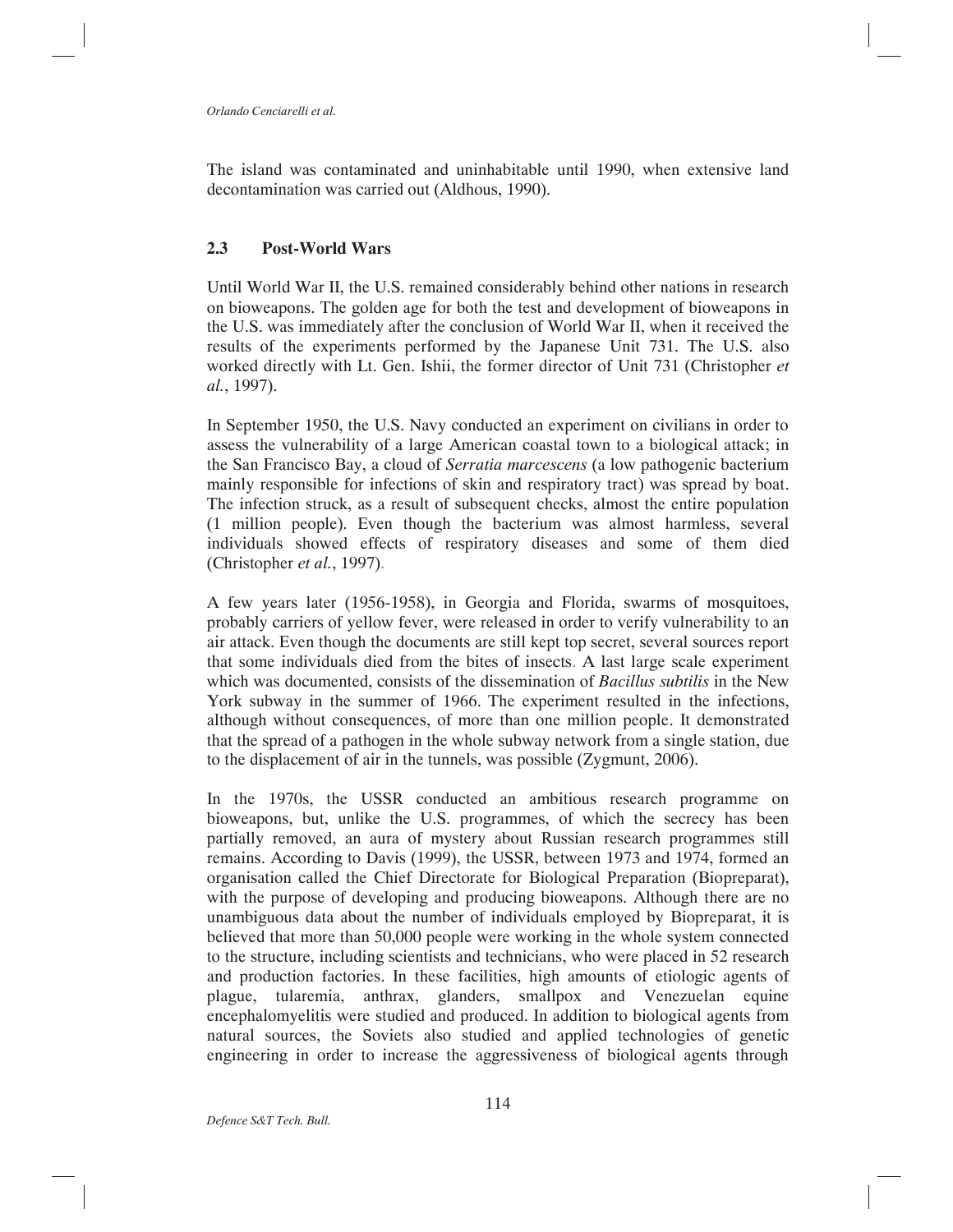The island was contaminated and uninhabitable until 1990, when extensive land decontamination was carried out (Aldhous, 1990).

## 2.3 Post-World Wars

Until World War II, the U.S. remained considerably behind other nations in research on bioweapons. The golden age for both the test and development of bioweapons in the U.S. was immediately after the conclusion of World War II, when it received the results of the experiments performed by the Japanese Unit 731. The U.S. also worked directly with Lt. Gen. Ishii, the former director of Unit 731 (Christopher *et al.*, 1997).

In September 1950, the U.S. Navy conducted an experiment on civilians in order to assess the vulnerability of a large American coastal town to a biological attack; in the San Francisco Bay, a cloud of *Serratia marcescens* (a low pathogenic bacterium mainly responsible for infections of skin and respiratory tract) was spread by boat. The infection struck, as a result of subsequent checks, almost the entire population (1 million people). Even though the bacterium was almost harmless, several individuals showed effects of respiratory diseases and some of them died (Christopher *et al.*, 1997).

A few years later (1956-1958), in Georgia and Florida, swarms of mosquitoes, probably carriers of yellow fever, were released in order to verify vulnerability to an air attack. Even though the documents are still kept top secret, several sources report that some individuals died from the bites of insects. A last large scale experiment which was documented, consists of the dissemination of *Bacillus subtilis* in the New York subway in the summer of 1966. The experiment resulted in the infections, although without consequences, of more than one million people. It demonstrated that the spread of a pathogen in the whole subway network from a single station, due to the displacement of air in the tunnels, was possible (Zygmunt, 2006).

In the 1970s, the USSR conducted an ambitious research programme on bioweapons, but, unlike the U.S. programmes, of which the secrecy has been partially removed, an aura of mystery about Russian research programmes still remains. According to Davis (1999), the USSR, between 1973 and 1974, formed an organisation called the Chief Directorate for Biological Preparation (Biopreparat), with the purpose of developing and producing bioweapons. Although there are no unambiguous data about the number of individuals employed by Biopreparat, it is believed that more than 50,000 people were working in the whole system connected to the structure, including scientists and technicians, who were placed in 52 research and production factories. In these facilities, high amounts of etiologic agents of plague, tularemia, anthrax, glanders, smallpox and Venezuelan equine encephalomyelitis were studied and produced. In addition to biological agents from natural sources, the Soviets also studied and applied technologies of genetic engineering in order to increase the aggressiveness of biological agents through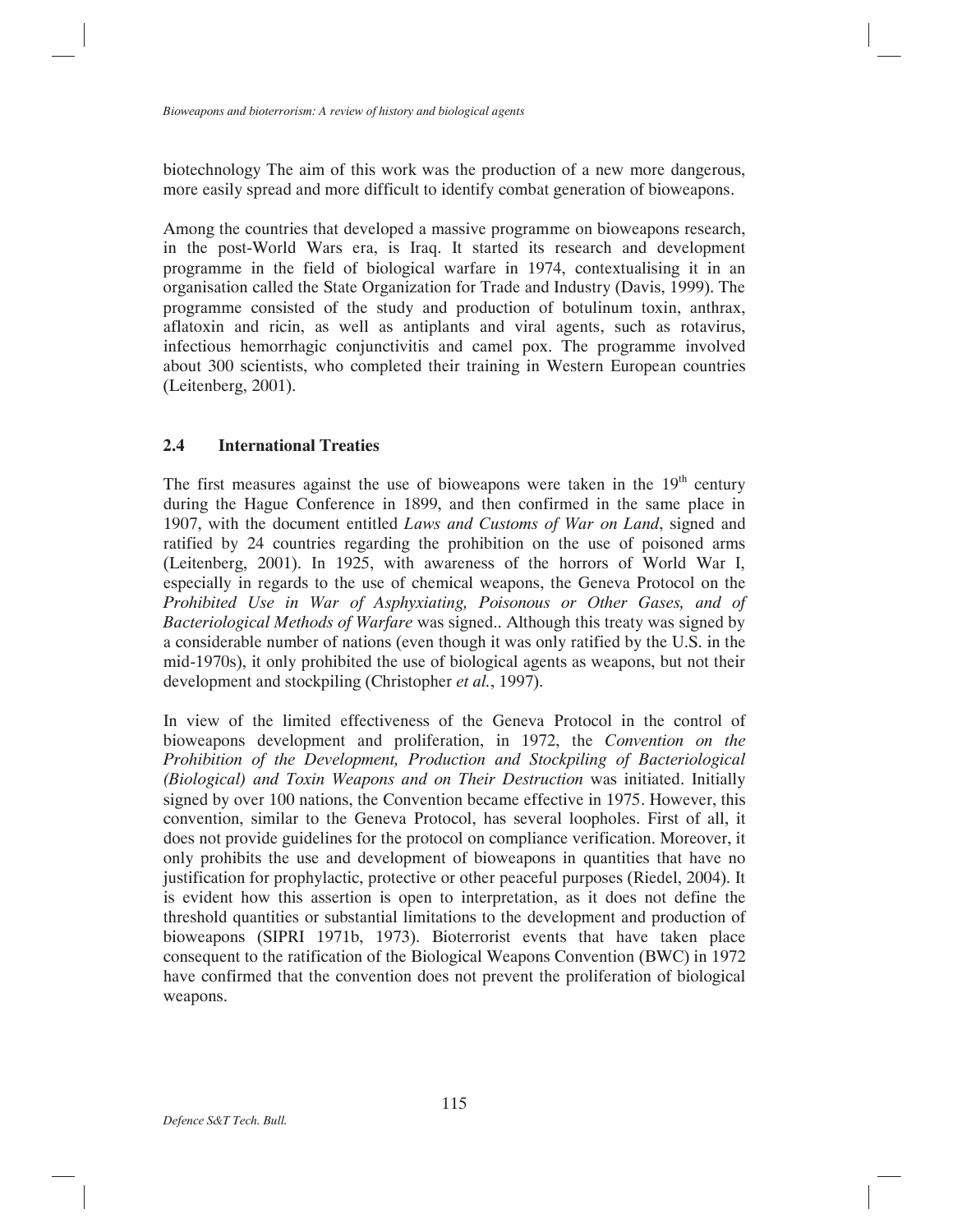biotechnology The aim of this work was the production of a new more dangerous, more easily spread and more difficult to identify combat generation of bioweapons.

Among the countries that developed a massive programme on bioweapons research, in the post-World Wars era, is Iraq. It started its research and development programme in the field of biological warfare in 1974, contextualising it in an organisation called the State Organization for Trade and Industry (Davis, 1999). The programme consisted of the study and production of botulinum toxin, anthrax, aflatoxin and ricin, as well as antiplants and viral agents, such as rotavirus, infectious hemorrhagic conjunctivitis and camel pox. The programme involved about 300 scientists, who completed their training in Western European countries (Leitenberg, 2001).

## 2.4 International Treaties

The first measures against the use of bioweapons were taken in the 19th century during the Hague Conference in 1899, and then confirmed in the same place in 1907, with the document entitled *Laws and Customs of War on Land*, signed and ratified by 24 countries regarding the prohibition on the use of poisoned arms (Leitenberg, 2001). In 1925, with awareness of the horrors of World War I, especially in regards to the use of chemical weapons, the Geneva Protocol on the *Prohibited Use in War of Asphyxiating, Poisonous or Other Gases, and of Bacteriological Methods of Warfare* was signed.. Although this treaty was signed by a considerable number of nations (even though it was only ratified by the U.S. in the mid-1970s), it only prohibited the use of biological agents as weapons, but not their development and stockpiling (Christopher *et al.*, 1997).

In view of the limited effectiveness of the Geneva Protocol in the control of bioweapons development and proliferation, in 1972, the *Convention on the Prohibition of the Development, Production and Stockpiling of Bacteriological (Biological) and Toxin Weapons and on Their Destruction* was initiated. Initially signed by over 100 nations, the Convention became effective in 1975. However, this convention, similar to the Geneva Protocol, has several loopholes. First of all, it does not provide guidelines for the protocol on compliance verification. Moreover, it only prohibits the use and development of bioweapons in quantities that have no justification for prophylactic, protective or other peaceful purposes (Riedel, 2004). It is evident how this assertion is open to interpretation, as it does not define the threshold quantities or substantial limitations to the development and production of bioweapons (SIPRI 1971b, 1973). Bioterrorist events that have taken place consequent to the ratification of the Biological Weapons Convention (BWC) in 1972 have confirmed that the convention does not prevent the proliferation of biological weapons.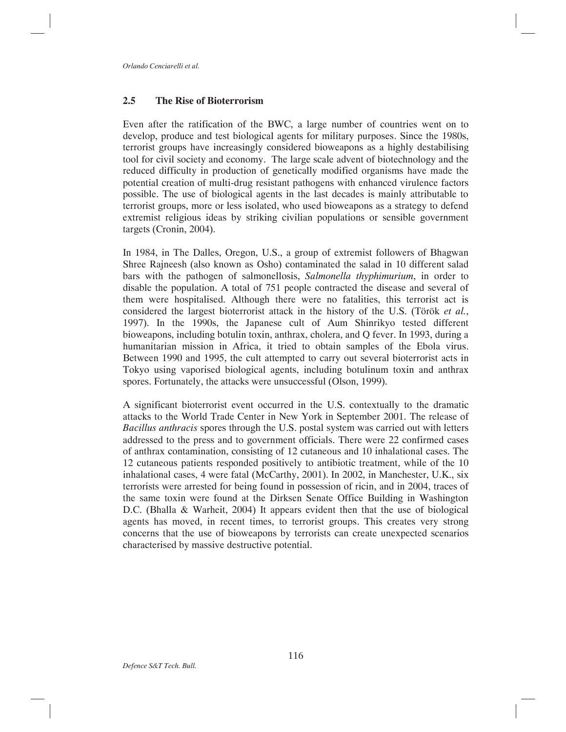## 2.5 The Rise of Bioterrorism

Even after the ratification of the BWC, a large number of countries went on to develop, produce and test biological agents for military purposes. Since the 1980s, terrorist groups have increasingly considered bioweapons as a highly destabilising tool for civil society and economy. The large scale advent of biotechnology and the reduced difficulty in production of genetically modified organisms have made the potential creation of multi-drug resistant pathogens with enhanced virulence factors possible. The use of biological agents in the last decades is mainly attributable to terrorist groups, more or less isolated, who used bioweapons as a strategy to defend extremist religious ideas by striking civilian populations or sensible government targets (Cronin, 2004).

In 1984, in The Dalles, Oregon, U.S., a group of extremist followers of Bhagwan Shree Rajneesh (also known as Osho) contaminated the salad in 10 different salad bars with the pathogen of salmonellosis, *Salmonella thyphimurium*, in order to disable the population. A total of 751 people contracted the disease and several of them were hospitalised. Although there were no fatalities, this terrorist act is considered the largest bioterrorist attack in the history of the U.S. (Török *et al.*, 1997). In the 1990s, the Japanese cult of Aum Shinrikyo tested different bioweapons, including botulin toxin, anthrax, cholera, and Q fever. In 1993, during a humanitarian mission in Africa, it tried to obtain samples of the Ebola virus. Between 1990 and 1995, the cult attempted to carry out several bioterrorist acts in Tokyo using vaporised biological agents, including botulinum toxin and anthrax spores. Fortunately, the attacks were unsuccessful (Olson, 1999).

A significant bioterrorist event occurred in the U.S. contextually to the dramatic attacks to the World Trade Center in New York in September 2001. The release of *Bacillus anthracis* spores through the U.S. postal system was carried out with letters addressed to the press and to government officials. There were 22 confirmed cases of anthrax contamination, consisting of 12 cutaneous and 10 inhalational cases. The 12 cutaneous patients responded positively to antibiotic treatment, while of the 10 inhalational cases, 4 were fatal (McCarthy, 2001). In 2002, in Manchester, U.K., six terrorists were arrested for being found in possession of ricin, and in 2004, traces of the same toxin were found at the Dirksen Senate Office Building in Washington D.C. (Bhalla & Warheit, 2004) It appears evident then that the use of biological agents has moved, in recent times, to terrorist groups. This creates very strong concerns that the use of bioweapons by terrorists can create unexpected scenarios characterised by massive destructive potential.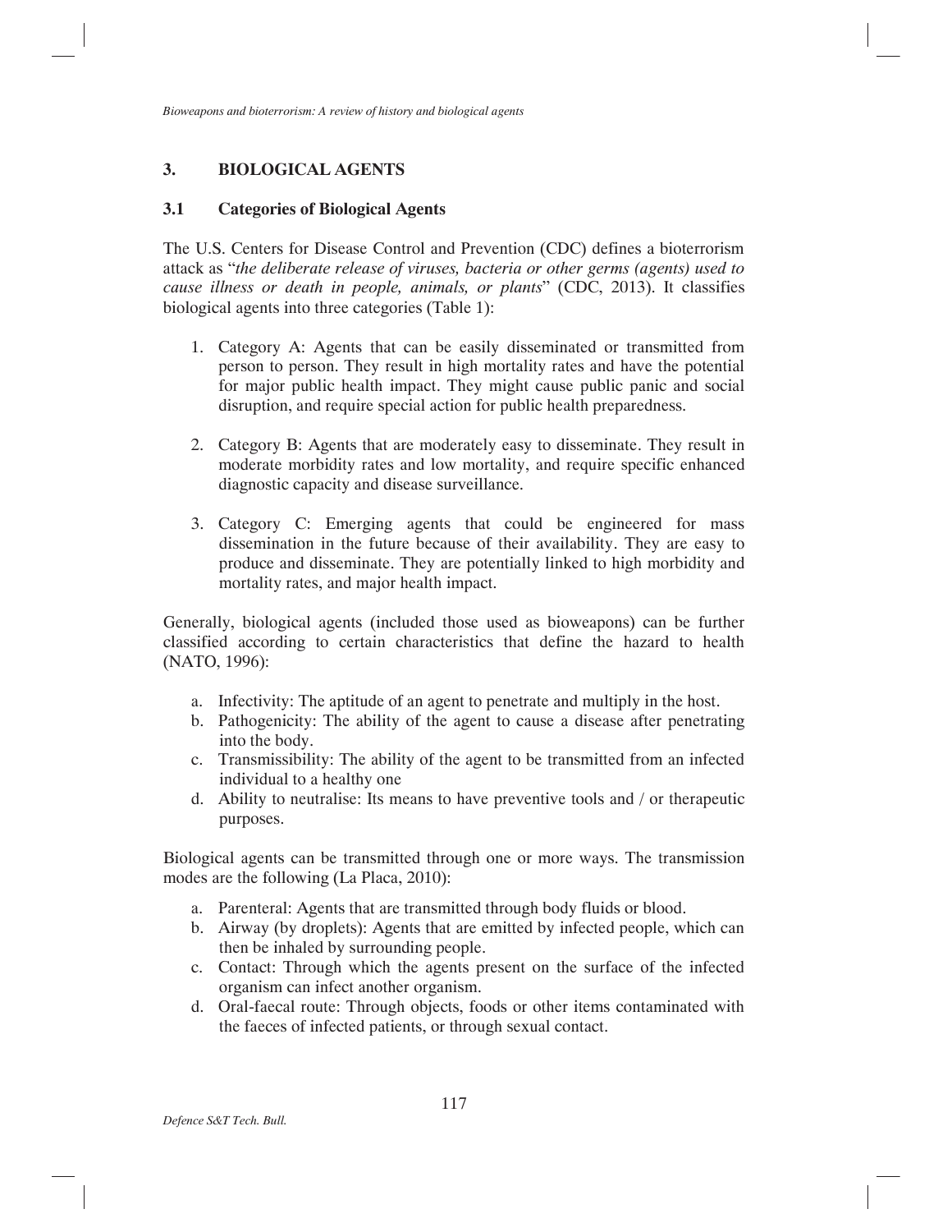## 3. BIOLOGICAL AGENTS

### 3.1 Categories of Biological Agents

The U.S. Centers for Disease Control and Prevention (CDC) defines a bioterrorism attack as "*the deliberate release of viruses, bacteria or other germs (agents) used to cause illness or death in people, animals, or plants*" (CDC, 2013). It classifies biological agents into three categories (Table 1):

1. Category A: Agents that can be easily disseminated or transmitted from person to person. They result in high mortality rates and have the potential for major public health impact. They might cause public panic and social disruption, and require special action for public health preparedness.

2. Category B: Agents that are moderately easy to disseminate. They result in moderate morbidity rates and low mortality, and require specific enhanced diagnostic capacity and disease surveillance.

3. Category C: Emerging agents that could be engineered for mass dissemination in the future because of their availability. They are easy to produce and disseminate. They are potentially linked to high morbidity and mortality rates, and major health impact.

Generally, biological agents (included those used as bioweapons) can be further classified according to certain characteristics that define the hazard to health (NATO, 1996):

a. Infectivity: The aptitude of an agent to penetrate and multiply in the host.
b. Pathogenicity: The ability of the agent to cause a disease after penetrating into the body.
c. Transmissibility: The ability of the agent to be transmitted from an infected individual to a healthy one
d. Ability to neutralise: Its means to have preventive tools and / or therapeutic purposes.

Biological agents can be transmitted through one or more ways. The transmission modes are the following (La Placa, 2010):

a. Parenteral: Agents that are transmitted through body fluids or blood.
b. Airway (by droplets): Agents that are emitted by infected people, which can then be inhaled by surrounding people.
c. Contact: Through which the agents present on the surface of the infected organism can infect another organism.
d. Oral-faecal route: Through objects, foods or other items contaminated with the faeces of infected patients, or through sexual contact.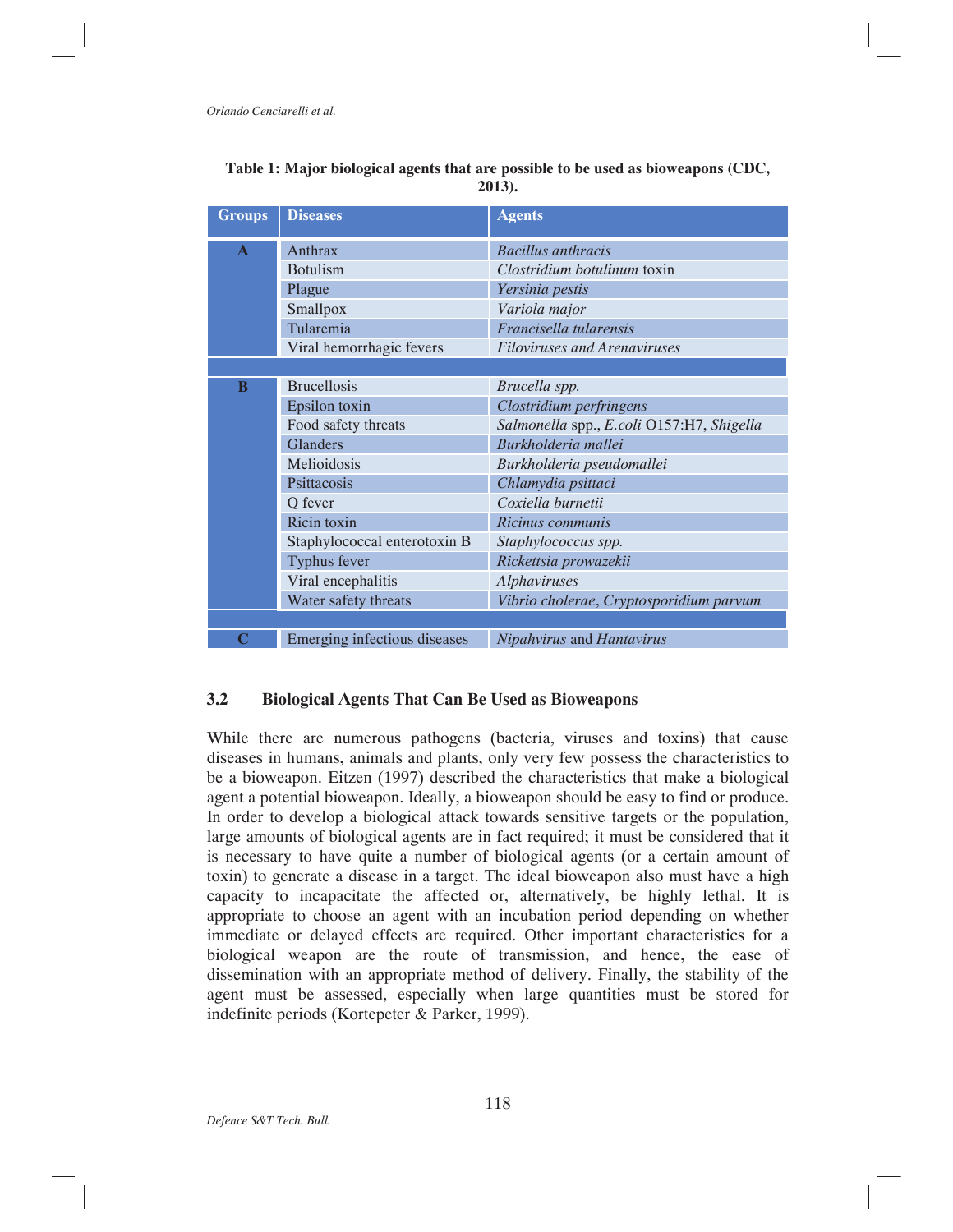**Table 1: Major biological agents that are possible to be used as bioweapons (CDC, 2013).**

| Groups | Diseases | Agents |
|---|---|---|
| A | Anthrax | *Bacillus anthracis* |
| | Botulism | *Clostridium botulinum* toxin |
| | Plague | *Yersinia pestis* |
| | Smallpox | *Variola major* |
| | Tularemia | *Francisella tularensis* |
| | Viral hemorrhagic fevers | *Filoviruses and Arenaviruses* |
| B | Brucellosis | *Brucella spp.* |
| | Epsilon toxin | *Clostridium perfringens* |
| | Food safety threats | *Salmonella* spp., *E.coli* O157:H7, *Shigella* |
| | Glanders | *Burkholderia mallei* |
| | Melioidosis | *Burkholderia pseudomallei* |
| | Psittacosis | *Chlamydia psittaci* |
| | Q fever | *Coxiella burnetii* |
| | Ricin toxin | *Ricinus communis* |
| | Staphylococcal enterotoxin B | *Staphylococcus spp.* |
| | Typhus fever | *Rickettsia prowazekii* |
| | Viral encephalitis | *Alphaviruses* |
| | Water safety threats | *Vibrio cholerae*, *Cryptosporidium parvum* |
| C | Emerging infectious diseases | *Nipahvirus* and *Hantavirus* |

### 3.2 Biological Agents That Can Be Used as Bioweapons

While there are numerous pathogens (bacteria, viruses and toxins) that cause diseases in humans, animals and plants, only very few possess the characteristics to be a bioweapon. Eitzen (1997) described the characteristics that make a biological agent a potential bioweapon. Ideally, a bioweapon should be easy to find or produce. In order to develop a biological attack towards sensitive targets or the population, large amounts of biological agents are in fact required; it must be considered that it is necessary to have quite a number of biological agents (or a certain amount of toxin) to generate a disease in a target. The ideal bioweapon also must have a high capacity to incapacitate the affected or, alternatively, be highly lethal. It is appropriate to choose an agent with an incubation period depending on whether immediate or delayed effects are required. Other important characteristics for a biological weapon are the route of transmission, and hence, the ease of dissemination with an appropriate method of delivery. Finally, the stability of the agent must be assessed, especially when large quantities must be stored for indefinite periods (Kortepeter & Parker, 1999).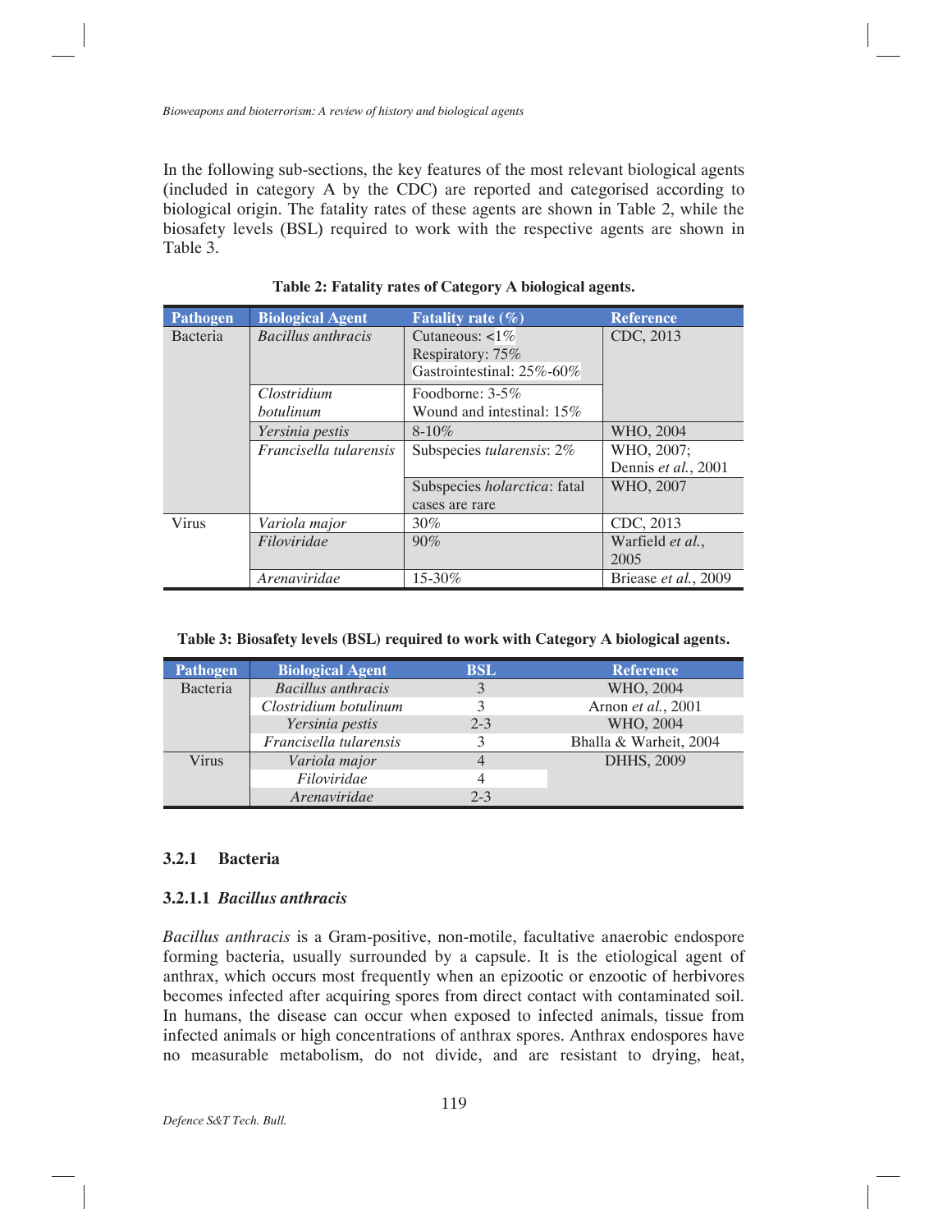In the following sub-sections, the key features of the most relevant biological agents (included in category A by the CDC) are reported and categorised according to biological origin. The fatality rates of these agents are shown in Table 2, while the biosafety levels (BSL) required to work with the respective agents are shown in Table 3.

**Table 2: Fatality rates of Category A biological agents.**

| Pathogen | Biological Agent | Fatality rate (%) | Reference |
|---|---|---|---|
| Bacteria | *Bacillus anthracis* | Cutaneous: <1%<br>Respiratory: 75%<br>Gastrointestinal: 25%-60% | CDC, 2013 |
| | *Clostridium botulinum* | Foodborne: 3-5%<br>Wound and intestinal: 15% | |
| | *Yersinia pestis* | 8-10% | WHO, 2004 |
| | *Francisella tularensis* | Subspecies *tularensis*: 2% | WHO, 2007;<br>Dennis *et al.*, 2001 |
| | | Subspecies *holarctica*: fatal cases are rare | WHO, 2007 |
| Virus | *Variola major* | 30% | CDC, 2013 |
| | *Filoviridae* | 90% | Warfield *et al.*, 2005 |
| | *Arenaviridae* | 15-30% | Briease *et al.*, 2009 |

**Table 3: Biosafety levels (BSL) required to work with Category A biological agents.**

| Pathogen | Biological Agent | BSL | Reference |
|---|---|---|---|
| Bacteria | *Bacillus anthracis* | 3 | WHO, 2004 |
| | *Clostridium botulinum* | 3 | Arnon *et al.*, 2001 |
| | *Yersinia pestis* | 2-3 | WHO, 2004 |
| | *Francisella tularensis* | 3 | Bhalla & Warheit, 2004 |
| Virus | *Variola major* | 4 | DHHS, 2009 |
| | *Filoviridae* | 4 | |
| | *Arenaviridae* | 2-3 | |

### 3.2.1 Bacteria

#### 3.2.1.1 *Bacillus anthracis*

*Bacillus anthracis* is a Gram-positive, non-motile, facultative anaerobic endospore forming bacteria, usually surrounded by a capsule. It is the etiological agent of anthrax, which occurs most frequently when an epizootic or enzootic of herbivores becomes infected after acquiring spores from direct contact with contaminated soil. In humans, the disease can occur when exposed to infected animals, tissue from infected animals or high concentrations of anthrax spores. Anthrax endospores have no measurable metabolism, do not divide, and are resistant to drying, heat,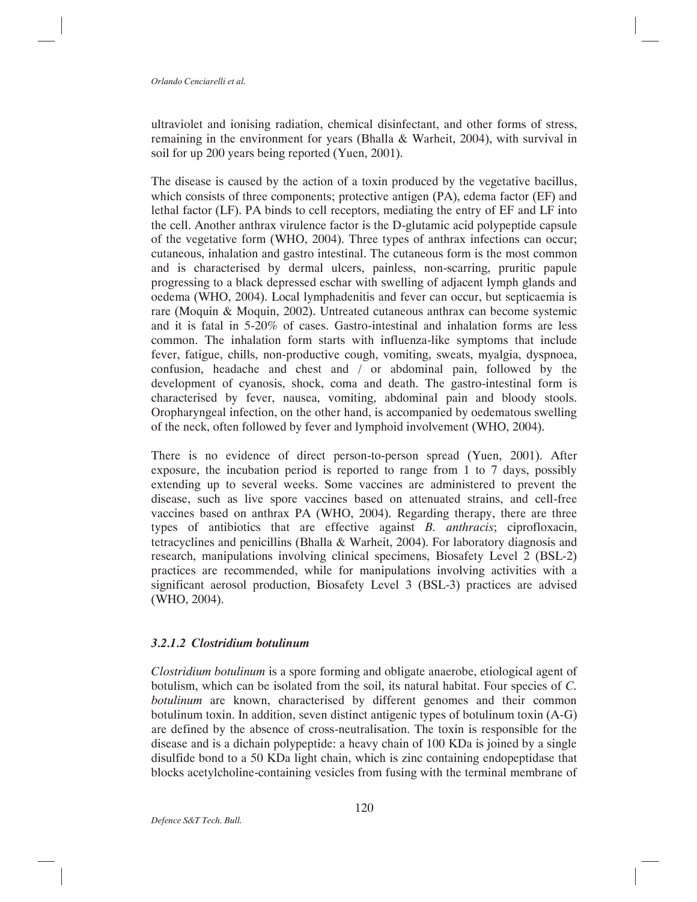ultraviolet and ionising radiation, chemical disinfectant, and other forms of stress, remaining in the environment for years (Bhalla & Warheit, 2004), with survival in soil for up 200 years being reported (Yuen, 2001).

The disease is caused by the action of a toxin produced by the vegetative bacillus, which consists of three components; protective antigen (PA), edema factor (EF) and lethal factor (LF). PA binds to cell receptors, mediating the entry of EF and LF into the cell. Another anthrax virulence factor is the D-glutamic acid polypeptide capsule of the vegetative form (WHO, 2004). Three types of anthrax infections can occur; cutaneous, inhalation and gastro intestinal. The cutaneous form is the most common and is characterised by dermal ulcers, painless, non-scarring, pruritic papule progressing to a black depressed eschar with swelling of adjacent lymph glands and oedema (WHO, 2004). Local lymphadenitis and fever can occur, but septicaemia is rare (Moquin & Moquin, 2002). Untreated cutaneous anthrax can become systemic and it is fatal in 5-20% of cases. Gastro-intestinal and inhalation forms are less common. The inhalation form starts with influenza-like symptoms that include fever, fatigue, chills, non-productive cough, vomiting, sweats, myalgia, dyspnoea, confusion, headache and chest and / or abdominal pain, followed by the development of cyanosis, shock, coma and death. The gastro-intestinal form is characterised by fever, nausea, vomiting, abdominal pain and bloody stools. Oropharyngeal infection, on the other hand, is accompanied by oedematous swelling of the neck, often followed by fever and lymphoid involvement (WHO, 2004).

There is no evidence of direct person-to-person spread (Yuen, 2001). After exposure, the incubation period is reported to range from 1 to 7 days, possibly extending up to several weeks. Some vaccines are administered to prevent the disease, such as live spore vaccines based on attenuated strains, and cell-free vaccines based on anthrax PA (WHO, 2004). Regarding therapy, there are three types of antibiotics that are effective against *B. anthracis*; ciprofloxacin, tetracyclines and penicillins (Bhalla & Warheit, 2004). For laboratory diagnosis and research, manipulations involving clinical specimens, Biosafety Level 2 (BSL-2) practices are recommended, while for manipulations involving activities with a significant aerosol production, Biosafety Level 3 (BSL-3) practices are advised (WHO, 2004).

#### *3.2.1.2 Clostridium botulinum*

*Clostridium botulinum* is a spore forming and obligate anaerobe, etiological agent of botulism, which can be isolated from the soil, its natural habitat. Four species of *C. botulinum* are known, characterised by different genomes and their common botulinum toxin. In addition, seven distinct antigenic types of botulinum toxin (A-G) are defined by the absence of cross-neutralisation. The toxin is responsible for the disease and is a dichain polypeptide: a heavy chain of 100 KDa is joined by a single disulfide bond to a 50 KDa light chain, which is zinc containing endopeptidase that blocks acetylcholine-containing vesicles from fusing with the terminal membrane of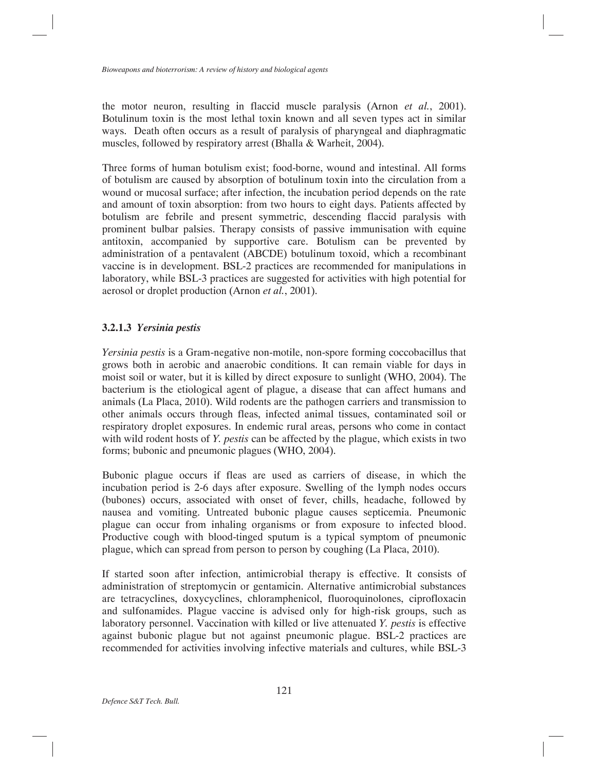the motor neuron, resulting in flaccid muscle paralysis (Arnon *et al.*, 2001). Botulinum toxin is the most lethal toxin known and all seven types act in similar ways. Death often occurs as a result of paralysis of pharyngeal and diaphragmatic muscles, followed by respiratory arrest (Bhalla & Warheit, 2004).

Three forms of human botulism exist; food-borne, wound and intestinal. All forms of botulism are caused by absorption of botulinum toxin into the circulation from a wound or mucosal surface; after infection, the incubation period depends on the rate and amount of toxin absorption: from two hours to eight days. Patients affected by botulism are febrile and present symmetric, descending flaccid paralysis with prominent bulbar palsies. Therapy consists of passive immunisation with equine antitoxin, accompanied by supportive care. Botulism can be prevented by administration of a pentavalent (ABCDE) botulinum toxoid, which a recombinant vaccine is in development. BSL-2 practices are recommended for manipulations in laboratory, while BSL-3 practices are suggested for activities with high potential for aerosol or droplet production (Arnon *et al.*, 2001).

### 3.2.1.3 *Yersinia pestis*

*Yersinia pestis* is a Gram-negative non-motile, non-spore forming coccobacillus that grows both in aerobic and anaerobic conditions. It can remain viable for days in moist soil or water, but it is killed by direct exposure to sunlight (WHO, 2004). The bacterium is the etiological agent of plague, a disease that can affect humans and animals (La Placa, 2010). Wild rodents are the pathogen carriers and transmission to other animals occurs through fleas, infected animal tissues, contaminated soil or respiratory droplet exposures. In endemic rural areas, persons who come in contact with wild rodent hosts of *Y. pestis* can be affected by the plague, which exists in two forms; bubonic and pneumonic plagues (WHO, 2004).

Bubonic plague occurs if fleas are used as carriers of disease, in which the incubation period is 2-6 days after exposure. Swelling of the lymph nodes occurs (bubones) occurs, associated with onset of fever, chills, headache, followed by nausea and vomiting. Untreated bubonic plague causes septicemia. Pneumonic plague can occur from inhaling organisms or from exposure to infected blood. Productive cough with blood-tinged sputum is a typical symptom of pneumonic plague, which can spread from person to person by coughing (La Placa, 2010).

If started soon after infection, antimicrobial therapy is effective. It consists of administration of streptomycin or gentamicin. Alternative antimicrobial substances are tetracyclines, doxycyclines, chloramphenicol, fluoroquinolones, ciprofloxacin and sulfonamides. Plague vaccine is advised only for high-risk groups, such as laboratory personnel. Vaccination with killed or live attenuated *Y. pestis* is effective against bubonic plague but not against pneumonic plague. BSL-2 practices are recommended for activities involving infective materials and cultures, while BSL-3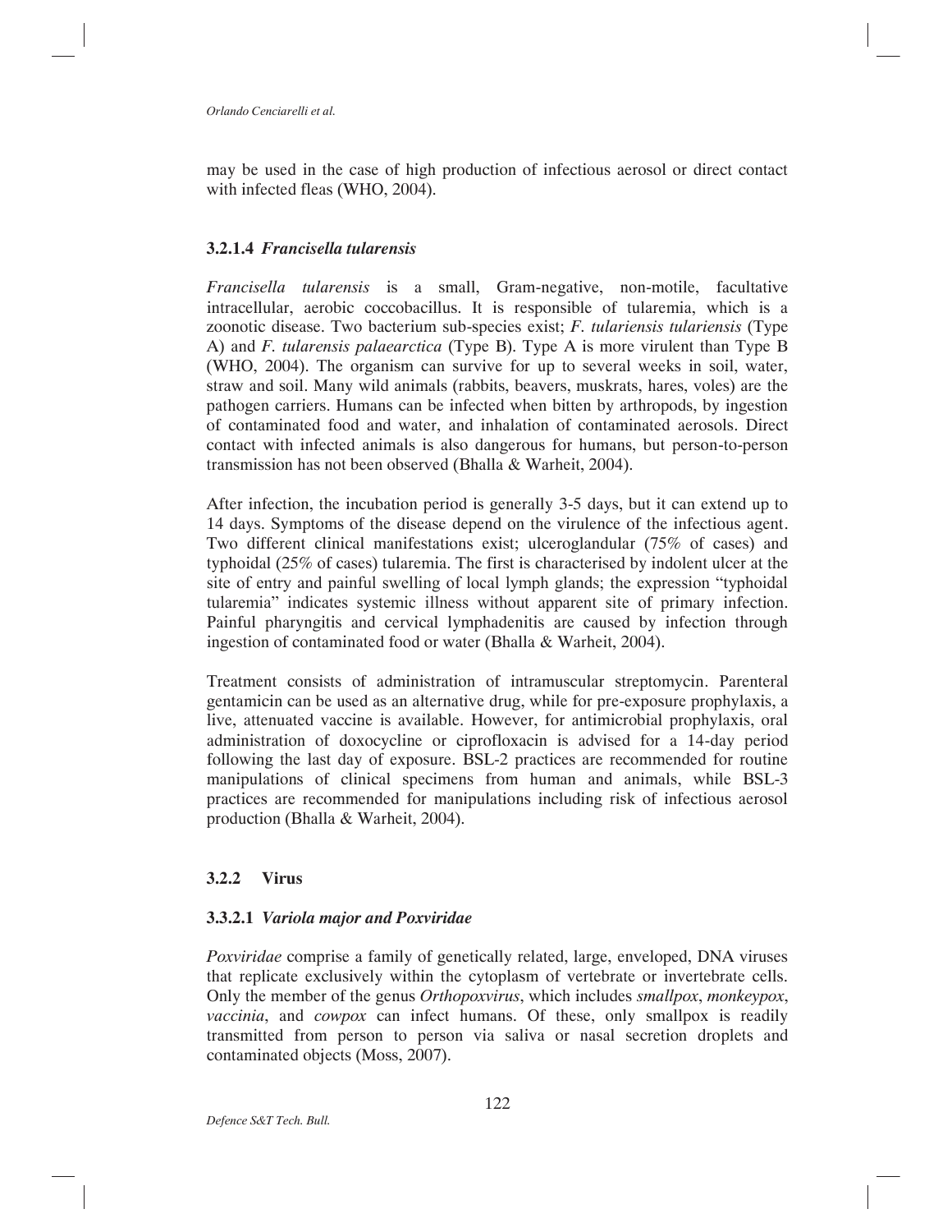may be used in the case of high production of infectious aerosol or direct contact with infected fleas (WHO, 2004).

### 3.2.1.4 *Francisella tularensis*

*Francisella tularensis* is a small, Gram-negative, non-motile, facultative intracellular, aerobic coccobacillus. It is responsible of tularemia, which is a zoonotic disease. Two bacterium sub-species exist; *F. tulariensis tulariensis* (Type A) and *F. tularensis palaearctica* (Type B). Type A is more virulent than Type B (WHO, 2004). The organism can survive for up to several weeks in soil, water, straw and soil. Many wild animals (rabbits, beavers, muskrats, hares, voles) are the pathogen carriers. Humans can be infected when bitten by arthropods, by ingestion of contaminated food and water, and inhalation of contaminated aerosols. Direct contact with infected animals is also dangerous for humans, but person-to-person transmission has not been observed (Bhalla & Warheit, 2004).

After infection, the incubation period is generally 3-5 days, but it can extend up to 14 days. Symptoms of the disease depend on the virulence of the infectious agent. Two different clinical manifestations exist; ulceroglandular (75% of cases) and typhoidal (25% of cases) tularemia. The first is characterised by indolent ulcer at the site of entry and painful swelling of local lymph glands; the expression "typhoidal tularemia" indicates systemic illness without apparent site of primary infection. Painful pharyngitis and cervical lymphadenitis are caused by infection through ingestion of contaminated food or water (Bhalla & Warheit, 2004).

Treatment consists of administration of intramuscular streptomycin. Parenteral gentamicin can be used as an alternative drug, while for pre-exposure prophylaxis, a live, attenuated vaccine is available. However, for antimicrobial prophylaxis, oral administration of doxocycline or ciprofloxacin is advised for a 14-day period following the last day of exposure. BSL-2 practices are recommended for routine manipulations of clinical specimens from human and animals, while BSL-3 practices are recommended for manipulations including risk of infectious aerosol production (Bhalla & Warheit, 2004).

### 3.2.2 Virus

### 3.3.2.1 *Variola major and Poxviridae*

*Poxviridae* comprise a family of genetically related, large, enveloped, DNA viruses that replicate exclusively within the cytoplasm of vertebrate or invertebrate cells. Only the member of the genus *Orthopoxvirus*, which includes *smallpox*, *monkeypox*, *vaccinia*, and *cowpox* can infect humans. Of these, only smallpox is readily transmitted from person to person via saliva or nasal secretion droplets and contaminated objects (Moss, 2007).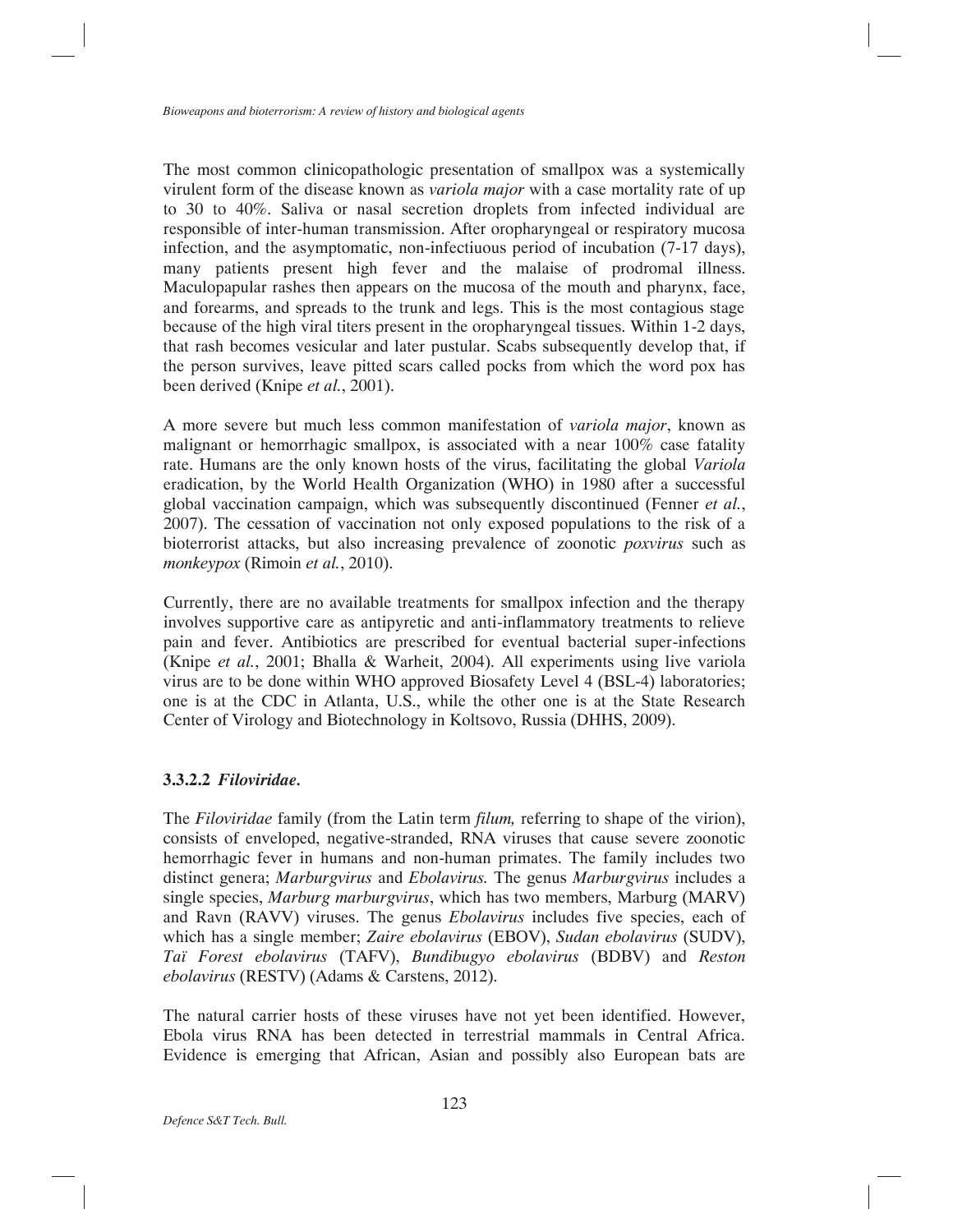The most common clinicopathologic presentation of smallpox was a systemically virulent form of the disease known as *variola major* with a case mortality rate of up to 30 to 40%. Saliva or nasal secretion droplets from infected individual are responsible of inter-human transmission. After oropharyngeal or respiratory mucosa infection, and the asymptomatic, non-infectiuous period of incubation (7-17 days), many patients present high fever and the malaise of prodromal illness. Maculopapular rashes then appears on the mucosa of the mouth and pharynx, face, and forearms, and spreads to the trunk and legs. This is the most contagious stage because of the high viral titers present in the oropharyngeal tissues. Within 1-2 days, that rash becomes vesicular and later pustular. Scabs subsequently develop that, if the person survives, leave pitted scars called pocks from which the word pox has been derived (Knipe *et al.*, 2001).

A more severe but much less common manifestation of *variola major*, known as malignant or hemorrhagic smallpox, is associated with a near 100% case fatality rate. Humans are the only known hosts of the virus, facilitating the global *Variola* eradication, by the World Health Organization (WHO) in 1980 after a successful global vaccination campaign, which was subsequently discontinued (Fenner *et al.*, 2007). The cessation of vaccination not only exposed populations to the risk of a bioterrorist attacks, but also increasing prevalence of zoonotic *poxvirus* such as *monkeypox* (Rimoin *et al.*, 2010).

Currently, there are no available treatments for smallpox infection and the therapy involves supportive care as antipyretic and anti-inflammatory treatments to relieve pain and fever. Antibiotics are prescribed for eventual bacterial super-infections (Knipe *et al.*, 2001; Bhalla & Warheit, 2004). All experiments using live variola virus are to be done within WHO approved Biosafety Level 4 (BSL-4) laboratories; one is at the CDC in Atlanta, U.S., while the other one is at the State Research Center of Virology and Biotechnology in Koltsovo, Russia (DHHS, 2009).

#### 3.3.2.2 *Filoviridae*.

The *Filoviridae* family (from the Latin term *filum,* referring to shape of the virion), consists of enveloped, negative-stranded, RNA viruses that cause severe zoonotic hemorrhagic fever in humans and non-human primates. The family includes two distinct genera; *Marburgvirus* and *Ebolavirus.* The genus *Marburgvirus* includes a single species, *Marburg marburgvirus*, which has two members, Marburg (MARV) and Ravn (RAVV) viruses. The genus *Ebolavirus* includes five species, each of which has a single member; *Zaire ebolavirus* (EBOV), *Sudan ebolavirus* (SUDV), *Taï Forest ebolavirus* (TAFV), *Bundibugyo ebolavirus* (BDBV) and *Reston ebolavirus* (RESTV) (Adams & Carstens, 2012).

The natural carrier hosts of these viruses have not yet been identified. However, Ebola virus RNA has been detected in terrestrial mammals in Central Africa. Evidence is emerging that African, Asian and possibly also European bats are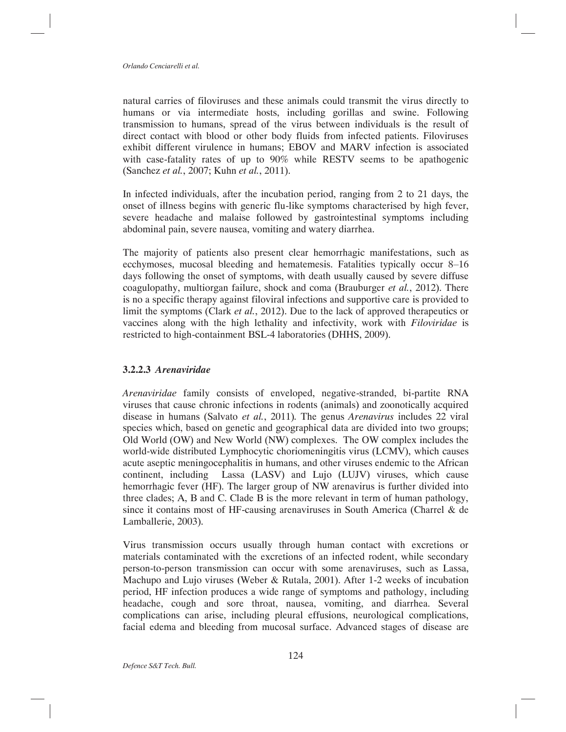natural carries of filoviruses and these animals could transmit the virus directly to humans or via intermediate hosts, including gorillas and swine. Following transmission to humans, spread of the virus between individuals is the result of direct contact with blood or other body fluids from infected patients. Filoviruses exhibit different virulence in humans; EBOV and MARV infection is associated with case-fatality rates of up to 90% while RESTV seems to be apathogenic (Sanchez *et al.*, 2007; Kuhn *et al.*, 2011).

In infected individuals, after the incubation period, ranging from 2 to 21 days, the onset of illness begins with generic flu-like symptoms characterised by high fever, severe headache and malaise followed by gastrointestinal symptoms including abdominal pain, severe nausea, vomiting and watery diarrhea.

The majority of patients also present clear hemorrhagic manifestations, such as ecchymoses, mucosal bleeding and hematemesis. Fatalities typically occur 8–16 days following the onset of symptoms, with death usually caused by severe diffuse coagulopathy, multiorgan failure, shock and coma (Brauburger *et al.*, 2012). There is no a specific therapy against filoviral infections and supportive care is provided to limit the symptoms (Clark *et al.*, 2012). Due to the lack of approved therapeutics or vaccines along with the high lethality and infectivity, work with *Filoviridae* is restricted to high-containment BSL-4 laboratories (DHHS, 2009).

#### 3.2.2.3 *Arenaviridae*

*Arenaviridae* family consists of enveloped, negative-stranded, bi-partite RNA viruses that cause chronic infections in rodents (animals) and zoonotically acquired disease in humans (Salvato *et al.*, 2011). The genus *Arenavirus* includes 22 viral species which, based on genetic and geographical data are divided into two groups; Old World (OW) and New World (NW) complexes. The OW complex includes the world-wide distributed Lymphocytic choriomeningitis virus (LCMV), which causes acute aseptic meningocephalitis in humans, and other viruses endemic to the African continent, including Lassa (LASV) and Lujo (LUJV) viruses, which cause hemorrhagic fever (HF). The larger group of NW arenavirus is further divided into three clades; A, B and C. Clade B is the more relevant in term of human pathology, since it contains most of HF-causing arenaviruses in South America (Charrel & de Lamballerie, 2003).

Virus transmission occurs usually through human contact with excretions or materials contaminated with the excretions of an infected rodent, while secondary person-to-person transmission can occur with some arenaviruses, such as Lassa, Machupo and Lujo viruses (Weber & Rutala, 2001). After 1-2 weeks of incubation period, HF infection produces a wide range of symptoms and pathology, including headache, cough and sore throat, nausea, vomiting, and diarrhea. Several complications can arise, including pleural effusions, neurological complications, facial edema and bleeding from mucosal surface. Advanced stages of disease are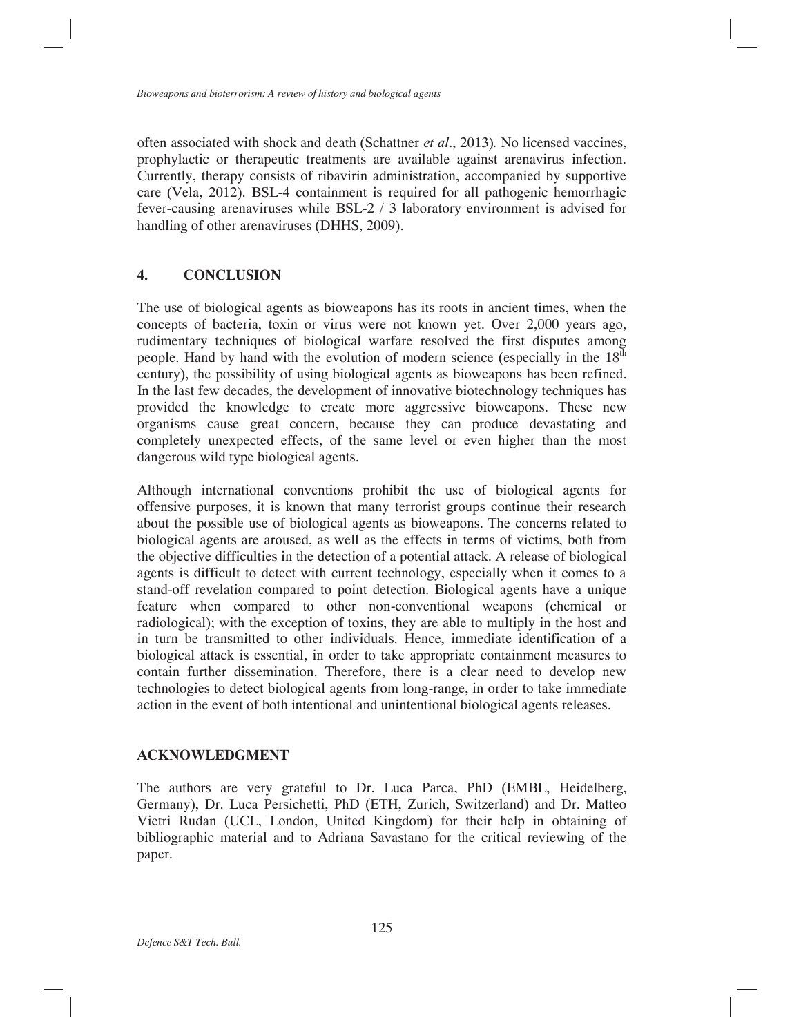often associated with shock and death (Schattner *et al*., 2013). No licensed vaccines, prophylactic or therapeutic treatments are available against arenavirus infection. Currently, therapy consists of ribavirin administration, accompanied by supportive care (Vela, 2012). BSL-4 containment is required for all pathogenic hemorrhagic fever-causing arenaviruses while BSL-2 / 3 laboratory environment is advised for handling of other arenaviruses (DHHS, 2009).

## 4. CONCLUSION

The use of biological agents as bioweapons has its roots in ancient times, when the concepts of bacteria, toxin or virus were not known yet. Over 2,000 years ago, rudimentary techniques of biological warfare resolved the first disputes among people. Hand by hand with the evolution of modern science (especially in the $18^{th}$ century), the possibility of using biological agents as biowеapons has been refined. In the last few decades, the development of innovative biotechnology techniques has provided the knowledge to create more aggressive bioweapons. These new organisms cause great concern, because they can produce devastating and completely unexpected effects, of the same level or even higher than the most dangerous wild type biological agents.

Although international conventions prohibit the use of biological agents for offensive purposes, it is known that many terrorist groups continue their research about the possible use of biological agents as bioweapons. The concerns related to biological agents are aroused, as well as the effects in terms of victims, both from the objective difficulties in the detection of a potential attack. A release of biological agents is difficult to detect with current technology, especially when it comes to a stand-off revelation compared to point detection. Biological agents have a unique feature when compared to other non-conventional weapons (chemical or radiological); with the exception of toxins, they are able to multiply in the host and in turn be transmitted to other individuals. Hence, immediate identification of a biological attack is essential, in order to take appropriate containment measures to contain further dissemination. Therefore, there is a clear need to develop new technologies to detect biological agents from long-range, in order to take immediate action in the event of both intentional and unintentional biological agents releases.

## ACKNOWLEDGMENT

The authors are very grateful to Dr. Luca Parca, PhD (EMBL, Heidelberg, Germany), Dr. Luca Persichetti, PhD (ETH, Zurich, Switzerland) and Dr. Matteo Vietri Rudan (UCL, London, United Kingdom) for their help in obtaining of bibliographic material and to Adriana Savastano for the critical reviewing of the paper.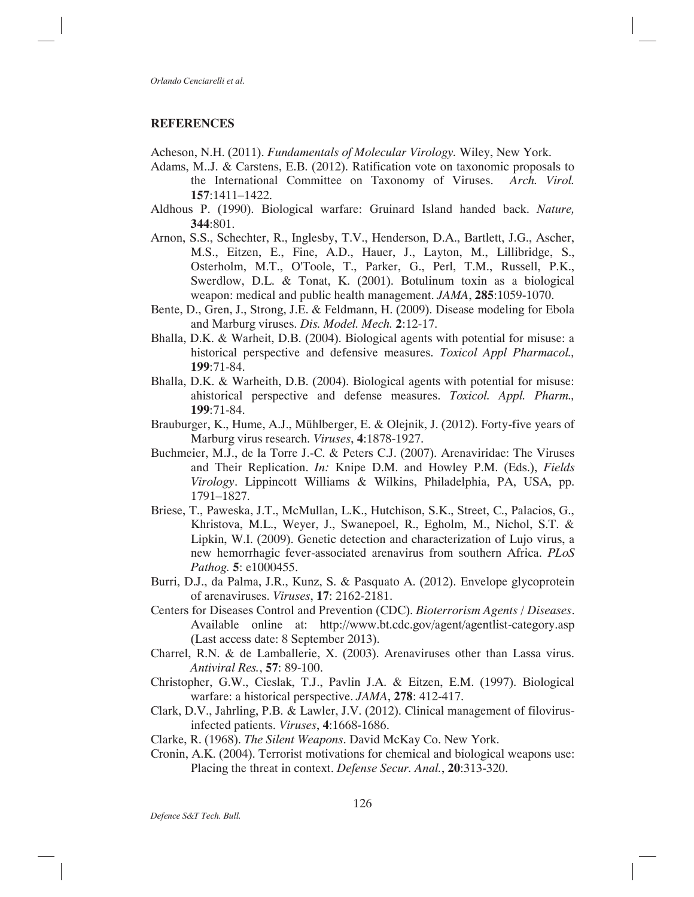## REFERENCES

Acheson, N.H. (2011). *Fundamentals of Molecular Virology.* Wiley, New York.

Adams, M..J. & Carstens, E.B. (2012). Ratification vote on taxonomic proposals to the International Committee on Taxonomy of Viruses. *Arch. Virol.* **157**:1411–1422.

Aldhous P. (1990). Biological warfare: Gruinard Island handed back. *Nature,* **344**:801.

Arnon, S.S., Schechter, R., Inglesby, T.V., Henderson, D.A., Bartlett, J.G., Ascher, M.S., Eitzen, E., Fine, A.D., Hauer, J., Layton, M., Lillibridge, S., Osterholm, M.T., O'Toole, T., Parker, G., Perl, T.M., Russell, P.K., Swerdlow, D.L. & Tonat, K. (2001). Botulinum toxin as a biological weapon: medical and public health management. *JAMA*, **285**:1059-1070.

Bente, D., Gren, J., Strong, J.E. & Feldmann, H. (2009). Disease modeling for Ebola and Marburg viruses. *Dis. Model. Mech.* **2**:12-17.

Bhalla, D.K. & Warheit, D.B. (2004). Biological agents with potential for misuse: a historical perspective and defensive measures. *Toxicol Appl Pharmacol.,* **199**:71-84.

Bhalla, D.K. & Warheith, D.B. (2004). Biological agents with potential for misuse: ahistorical perspective and defense measures. *Toxicol. Appl. Pharm.,* **199**:71-84.

Brauburger, K., Hume, A.J., Mühlberger, E. & Olejnik, J. (2012). Forty-five years of Marburg virus research. *Viruses*, **4**:1878-1927.

Buchmeier, M.J., de la Torre J.-C. & Peters C.J. (2007). Arenaviridae: The Viruses and Their Replication. *In:* Knipe D.M. and Howley P.M. (Eds.), *Fields Virology*. Lippincott Williams & Wilkins, Philadelphia, PA, USA, pp. 1791–1827.

Briese, T., Paweska, J.T., McMullan, L.K., Hutchison, S.K., Street, C., Palacios, G., Khristova, M.L., Weyer, J., Swanepoel, R., Egholm, M., Nichol, S.T. & Lipkin, W.I. (2009). Genetic detection and characterization of Lujo virus, a new hemorrhagic fever-associated arenavirus from southern Africa. *PLoS Pathog.* **5**: e1000455.

Burri, D.J., da Palma, J.R., Kunz, S. & Pasquato A. (2012). Envelope glycoprotein of arenaviruses. *Viruses*, **17**: 2162-2181.

Centers for Diseases Control and Prevention (CDC). *Bioterrorism Agents / Diseases*. Available online at: http://www.bt.cdc.gov/agent/agentlist-category.asp (Last access date: 8 September 2013).

Charrel, R.N. & de Lamballerie, X. (2003). Arenaviruses other than Lassa virus. *Antiviral Res.*, **57**: 89-100.

Christopher, G.W., Cieslak, T.J., Pavlin J.A. & Eitzen, E.M. (1997). Biological warfare: a historical perspective. *JAMA*, **278**: 412-417.

Clark, D.V., Jahrling, P.B. & Lawler, J.V. (2012). Clinical management of filovirus-infected patients. *Viruses*, **4**:1668-1686.

Clarke, R. (1968). *The Silent Weapons*. David McKay Co. New York.

Cronin, A.K. (2004). Terrorist motivations for chemical and biological weapons use: Placing the threat in context. *Defense Secur. Anal.*, **20**:313-320.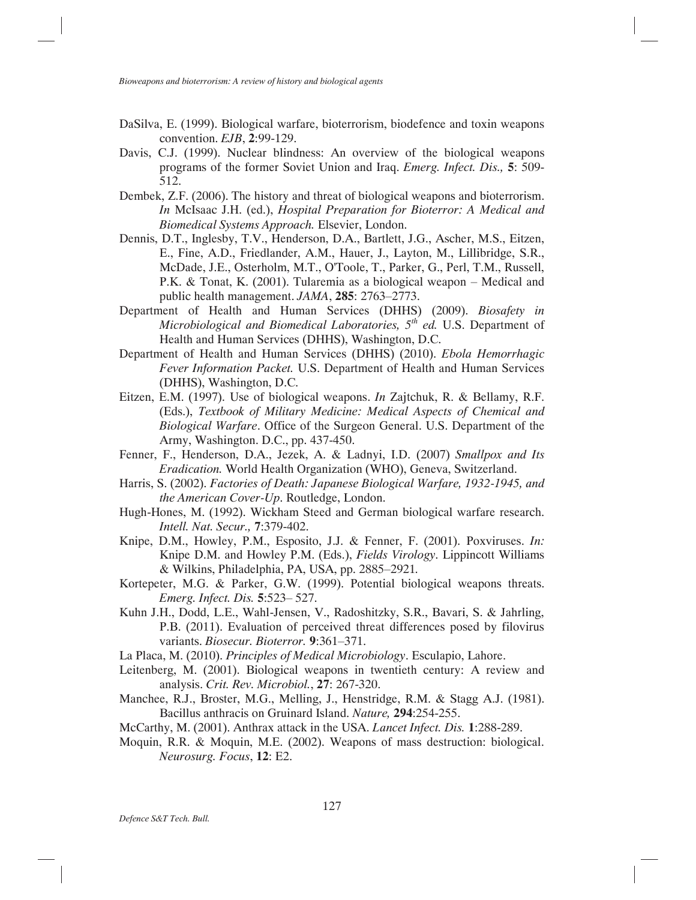DaSilva, E. (1999). Biological warfare, bioterrorism, biodefence and toxin weapons convention. *EJB*, **2**:99-129.

Davis, C.J. (1999). Nuclear blindness: An overview of the biological weapons programs of the former Soviet Union and Iraq. *Emerg. Infect. Dis.,* **5**: 509-512.

Dembek, Z.F. (2006). The history and threat of biological weapons and bioterrorism. *In* McIsaac J.H. (ed.), *Hospital Preparation for Bioterror: A Medical and Biomedical Systems Approach.* Elsevier, London.

Dennis, D.T., Inglesby, T.V., Henderson, D.A., Bartlett, J.G., Ascher, M.S., Eitzen, E., Fine, A.D., Friedlander, A.M., Hauer, J., Layton, M., Lillibridge, S.R., McDade, J.E., Osterholm, M.T., O'Toole, T., Parker, G., Perl, T.M., Russell, P.K. & Tonat, K. (2001). Tularemia as a biological weapon – Medical and public health management. *JAMA*, **285**: 2763–2773.

Department of Health and Human Services (DHHS) (2009). *Biosafety in Microbiological and Biomedical Laboratories, 5th ed.* U.S. Department of Health and Human Services (DHHS), Washington, D.C.

Department of Health and Human Services (DHHS) (2010). *Ebola Hemorrhagic Fever Information Packet.* U.S. Department of Health and Human Services (DHHS), Washington, D.C.

Eitzen, E.M. (1997). Use of biological weapons. *In* Zajtchuk, R. & Bellamy, R.F. (Eds.), *Textbook of Military Medicine: Medical Aspects of Chemical and Biological Warfare*. Office of the Surgeon General. U.S. Department of the Army, Washington. D.C., pp. 437-450.

Fenner, F., Henderson, D.A., Jezek, A. & Ladnyi, I.D. (2007) *Smallpox and Its Eradication.* World Health Organization (WHO), Geneva, Switzerland.

Harris, S. (2002). *Factories of Death: Japanese Biological Warfare, 1932-1945, and the American Cover-Up*. Routledge, London.

Hugh-Hones, M. (1992). Wickham Steed and German biological warfare research. *Intell. Nat. Secur.,* **7**:379-402.

Knipe, D.M., Howley, P.M., Esposito, J.J. & Fenner, F. (2001). Poxviruses. *In:* Knipe D.M. and Howley P.M. (Eds.), *Fields Virology*. Lippincott Williams & Wilkins, Philadelphia, PA, USA, pp. 2885–2921.

Kortepeter, M.G. & Parker, G.W. (1999). Potential biological weapons threats. *Emerg. Infect. Dis.* **5**:523– 527.

Kuhn J.H., Dodd, L.E., Wahl-Jensen, V., Radoshitzky, S.R., Bavari, S. & Jahrling, P.B. (2011). Evaluation of perceived threat differences posed by filovirus variants. *Biosecur. Bioterror.* **9**:361–371.

La Placa, M. (2010). *Principles of Medical Microbiology*. Esculapio, Lahore.

Leitenberg, M. (2001). Biological weapons in twentieth century: A review and analysis. *Crit. Rev. Microbiol.*, **27**: 267-320.

Manchee, R.J., Broster, M.G., Melling, J., Henstridge, R.M. & Stagg A.J. (1981). Bacillus anthracis on Gruinard Island. *Nature,* **294**:254-255.

McCarthy, M. (2001). Anthrax attack in the USA. *Lancet Infect. Dis.* **1**:288-289.

Moquin, R.R. & Moquin, M.E. (2002). Weapons of mass destruction: biological. *Neurosurg. Focus*, **12**: E2.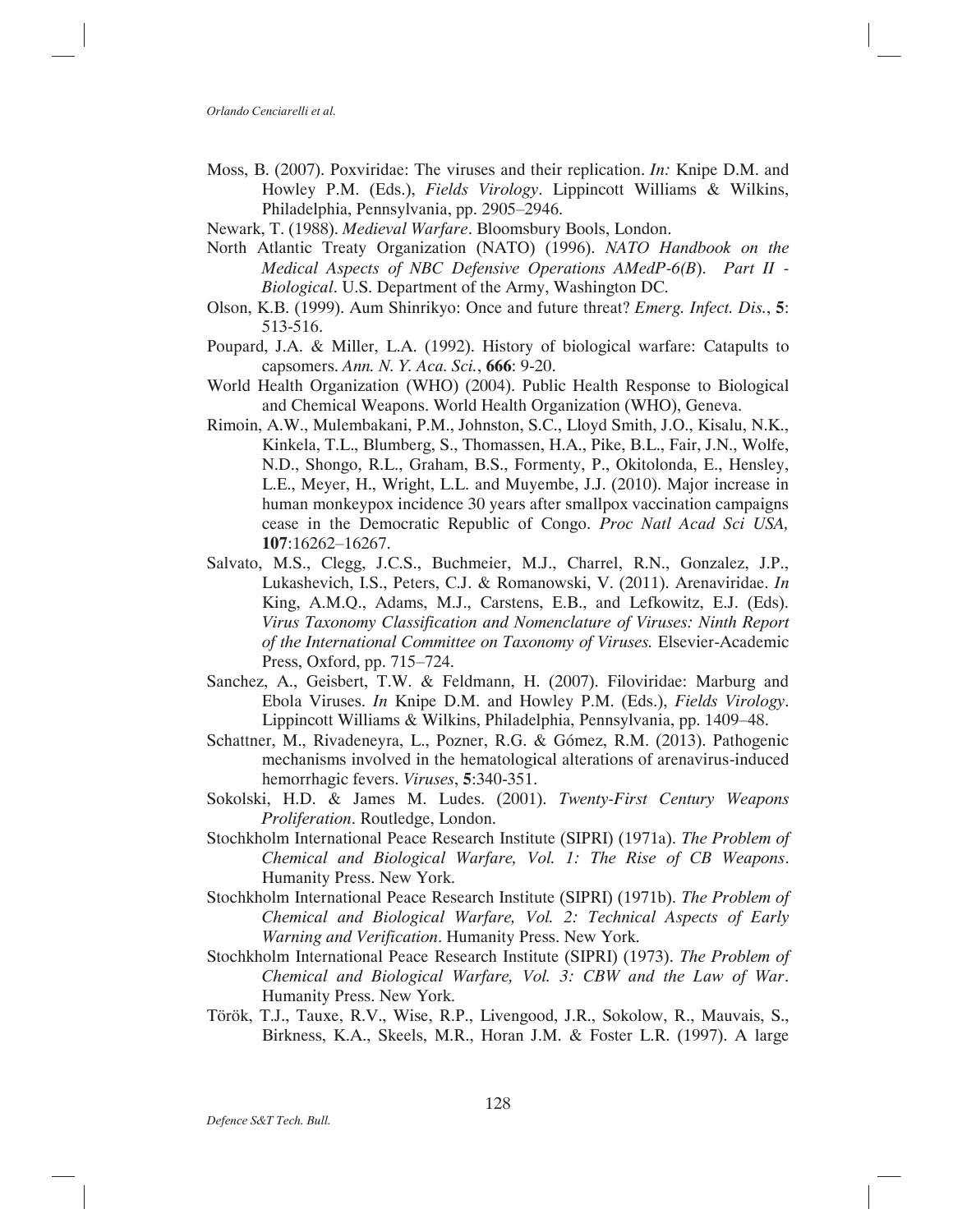Moss, B. (2007). Poxviridae: The viruses and their replication. *In:* Knipe D.M. and Howley P.M. (Eds.), *Fields Virology*. Lippincott Williams & Wilkins, Philadelphia, Pennsylvania, pp. 2905–2946.

Newark, T. (1988). *Medieval Warfare*. Bloomsbury Bools, London.

North Atlantic Treaty Organization (NATO) (1996). *NATO Handbook on the Medical Aspects of NBC Defensive Operations AMedP-6(B). Part II - Biological*. U.S. Department of the Army, Washington DC.

Olson, K.B. (1999). Aum Shinrikyo: Once and future threat? *Emerg. Infect. Dis.*, **5**: 513-516.

Poupard, J.A. & Miller, L.A. (1992). History of biological warfare: Catapults to capsomers. *Ann. N. Y. Aca. Sci.*, **666**: 9-20.

World Health Organization (WHO) (2004). Public Health Response to Biological and Chemical Weapons. World Health Organization (WHO), Geneva.

Rimoin, A.W., Mulembakani, P.M., Johnston, S.C., Lloyd Smith, J.O., Kisalu, N.K., Kinkela, T.L., Blumberg, S., Thomassen, H.A., Pike, B.L., Fair, J.N., Wolfe, N.D., Shongo, R.L., Graham, B.S., Formenty, P., Okitolonda, E., Hensley, L.E., Meyer, H., Wright, L.L. and Muyembe, J.J. (2010). Major increase in human monkeypox incidence 30 years after smallpox vaccination campaigns cease in the Democratic Republic of Congo. *Proc Natl Acad Sci USA,* **107**:16262–16267.

Salvato, M.S., Clegg, J.C.S., Buchmeier, M.J., Charrel, R.N., Gonzalez, J.P., Lukashevich, I.S., Peters, C.J. & Romanowski, V. (2011). Arenaviridae. *In* King, A.M.Q., Adams, M.J., Carstens, E.B., and Lefkowitz, E.J. (Eds). *Virus Taxonomy Classification and Nomenclature of Viruses: Ninth Report of the International Committee on Taxonomy of Viruses.* Elsevier-Academic Press, Oxford, pp. 715–724.

Sanchez, A., Geisbert, T.W. & Feldmann, H. (2007). Filoviridae: Marburg and Ebola Viruses. *In* Knipe D.M. and Howley P.M. (Eds.), *Fields Virology*. Lippincott Williams & Wilkins, Philadelphia, Pennsylvania, pp. 1409–48.

Schattner, M., Rivadeneyra, L., Pozner, R.G. & Gómez, R.M. (2013). Pathogenic mechanisms involved in the hematological alterations of arenavirus-induced hemorrhagic fevers. *Viruses*, **5**:340-351.

Sokolski, H.D. & James M. Ludes. (2001). *Twenty-First Century Weapons Proliferation*. Routledge, London.

Stochkholm International Peace Research Institute (SIPRI) (1971a). *The Problem of Chemical and Biological Warfare, Vol. 1: The Rise of CB Weapons*. Humanity Press. New York.

Stochkholm International Peace Research Institute (SIPRI) (1971b). *The Problem of Chemical and Biological Warfare, Vol. 2: Technical Aspects of Early Warning and Verification*. Humanity Press. New York.

Stochkholm International Peace Research Institute (SIPRI) (1973). *The Problem of Chemical and Biological Warfare, Vol. 3: CBW and the Law of War*. Humanity Press. New York.

Török, T.J., Tauxe, R.V., Wise, R.P., Livengood, J.R., Sokolow, R., Mauvais, S., Birkness, K.A., Skeels, M.R., Horan J.M. & Foster L.R. (1997). A large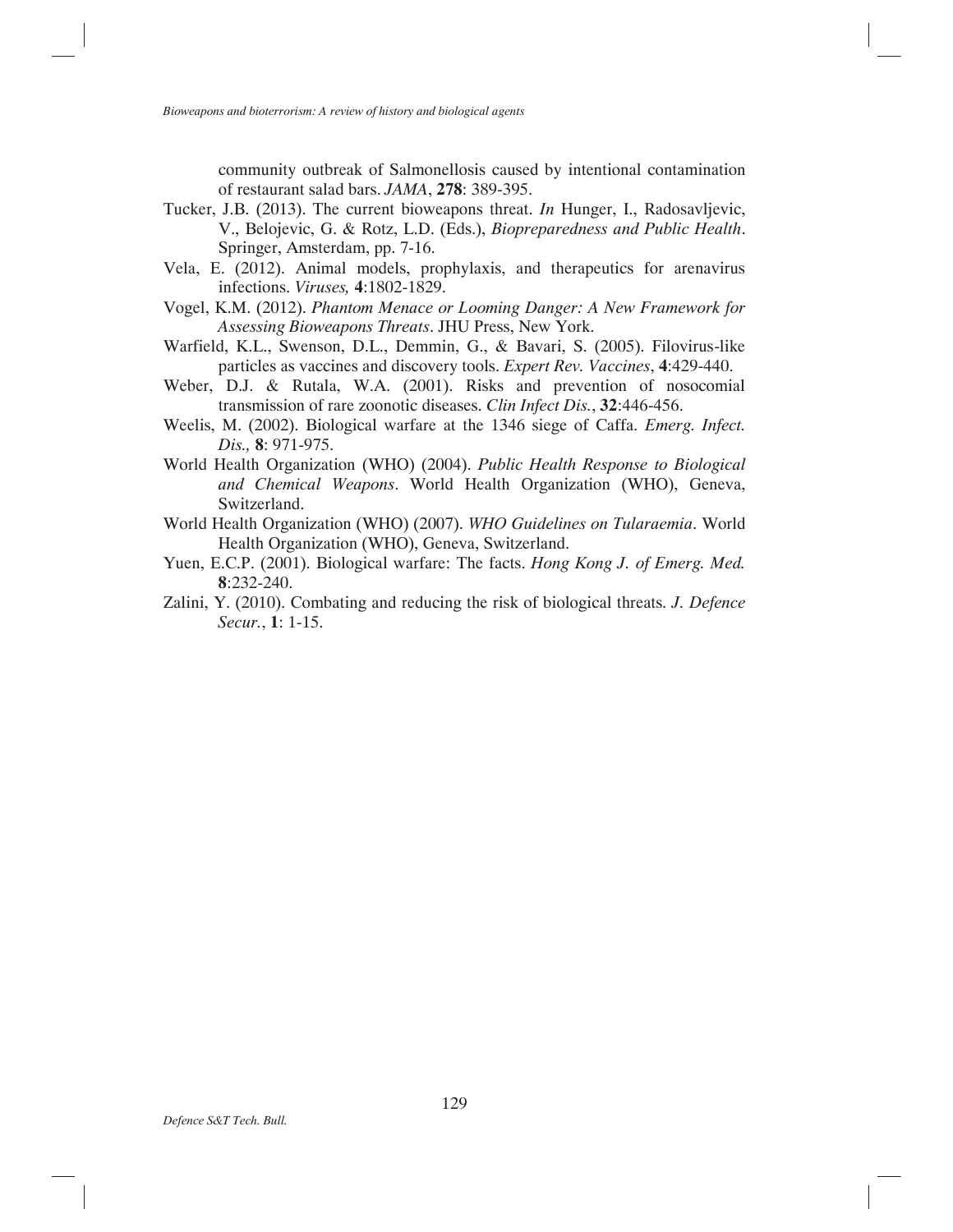community outbreak of Salmonellosis caused by intentional contamination of restaurant salad bars. *JAMA*, **278**: 389-395.

Tucker, J.B. (2013). The current bioweapons threat. *In* Hunger, I., Radosavljevic, V., Belojevic, G. & Rotz, L.D. (Eds.), *Biopreparedness and Public Health*. Springer, Amsterdam, pp. 7-16.

Vela, E. (2012). Animal models, prophylaxis, and therapeutics for arenavirus infections. *Viruses,* **4**:1802-1829.

Vogel, K.M. (2012). *Phantom Menace or Looming Danger: A New Framework for Assessing Bioweapons Threats*. JHU Press, New York.

Warfield, K.L., Swenson, D.L., Demmin, G., & Bavari, S. (2005). Filovirus-like particles as vaccines and discovery tools. *Expert Rev. Vaccines*, **4**:429-440.

Weber, D.J. & Rutala, W.A. (2001). Risks and prevention of nosocomial transmission of rare zoonotic diseases. *Clin Infect Dis.*, **32**:446-456.

Weelis, M. (2002). Biological warfare at the 1346 siege of Caffa. *Emerg. Infect. Dis.,* **8**: 971-975.

World Health Organization (WHO) (2004). *Public Health Response to Biological and Chemical Weapons*. World Health Organization (WHO), Geneva, Switzerland.

World Health Organization (WHO) (2007). *WHO Guidelines on Tularaemia*. World Health Organization (WHO), Geneva, Switzerland.

Yuen, E.C.P. (2001). Biological warfare: The facts. *Hong Kong J. of Emerg. Med.* **8**:232-240.

Zalini, Y. (2010). Combating and reducing the risk of biological threats. *J. Defence Secur.*, **1**: 1-15.